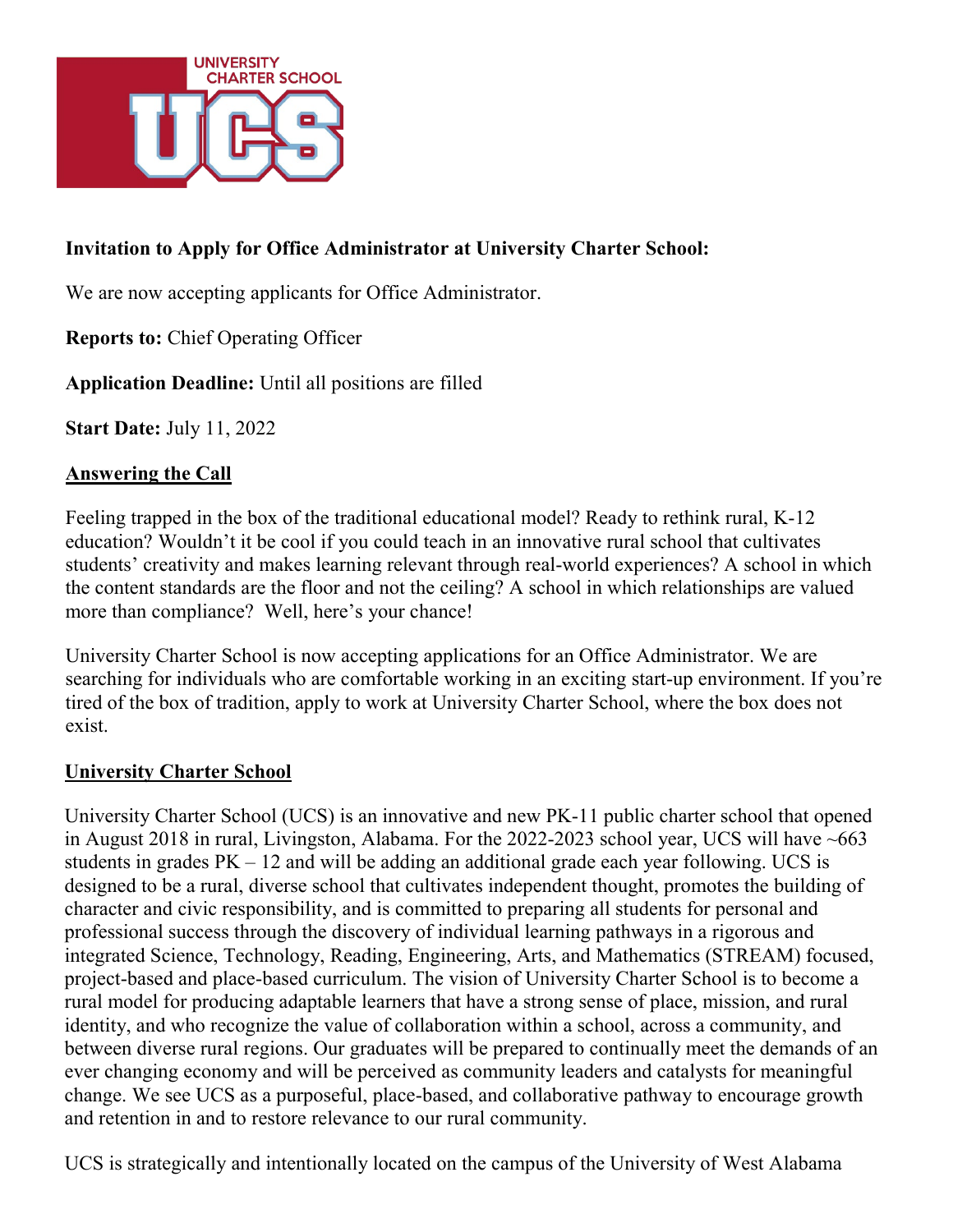**Invitation to Apply for Office Administrator at University Charter School:**

We are now accepting applicants for Office Administrator.

**Reports to:** Chief Operating Officer

**Application Deadline:** Until all positions are filled

**Start Date:** July 11, 2022

## Answering the Call

Feeling trapped in the box of the traditional educational model? Ready to rethink rural, K-12 education? Wouldn't it be cool if you could teach in an innovative rural school that cultivates students' creativity and makes learning relevant through real-world experiences? A school in which the content standards are the floor and not the ceiling? A school in which relationships are valued more than compliance? Well, here's your chance!

University Charter School is now accepting applications for an Office Administrator. We are searching for individuals who are comfortable working in an exciting start-up environment. If you're tired of the box of tradition, apply to work at University Charter School, where the box does not exist.

## University Charter School

University Charter School (UCS) is an innovative and new PK-11 public charter school that opened in August 2018 in rural, Livingston, Alabama. For the 2022-2023 school year, UCS will have ~663 students in grades PK – 12 and will be adding an additional grade each year following. UCS is designed to be a rural, diverse school that cultivates independent thought, promotes the building of character and civic responsibility, and is committed to preparing all students for personal and professional success through the discovery of individual learning pathways in a rigorous and integrated Science, Technology, Reading, Engineering, Arts, and Mathematics (STREAM) focused, project-based and place-based curriculum. The vision of University Charter School is to become a rural model for producing adaptable learners that have a strong sense of place, mission, and rural identity, and who recognize the value of collaboration within a school, across a community, and between diverse rural regions. Our graduates will be prepared to continually meet the demands of an ever changing economy and will be perceived as community leaders and catalysts for meaningful change. We see UCS as a purposeful, place-based, and collaborative pathway to encourage growth and retention in and to restore relevance to our rural community.

UCS is strategically and intentionally located on the campus of the University of West Alabama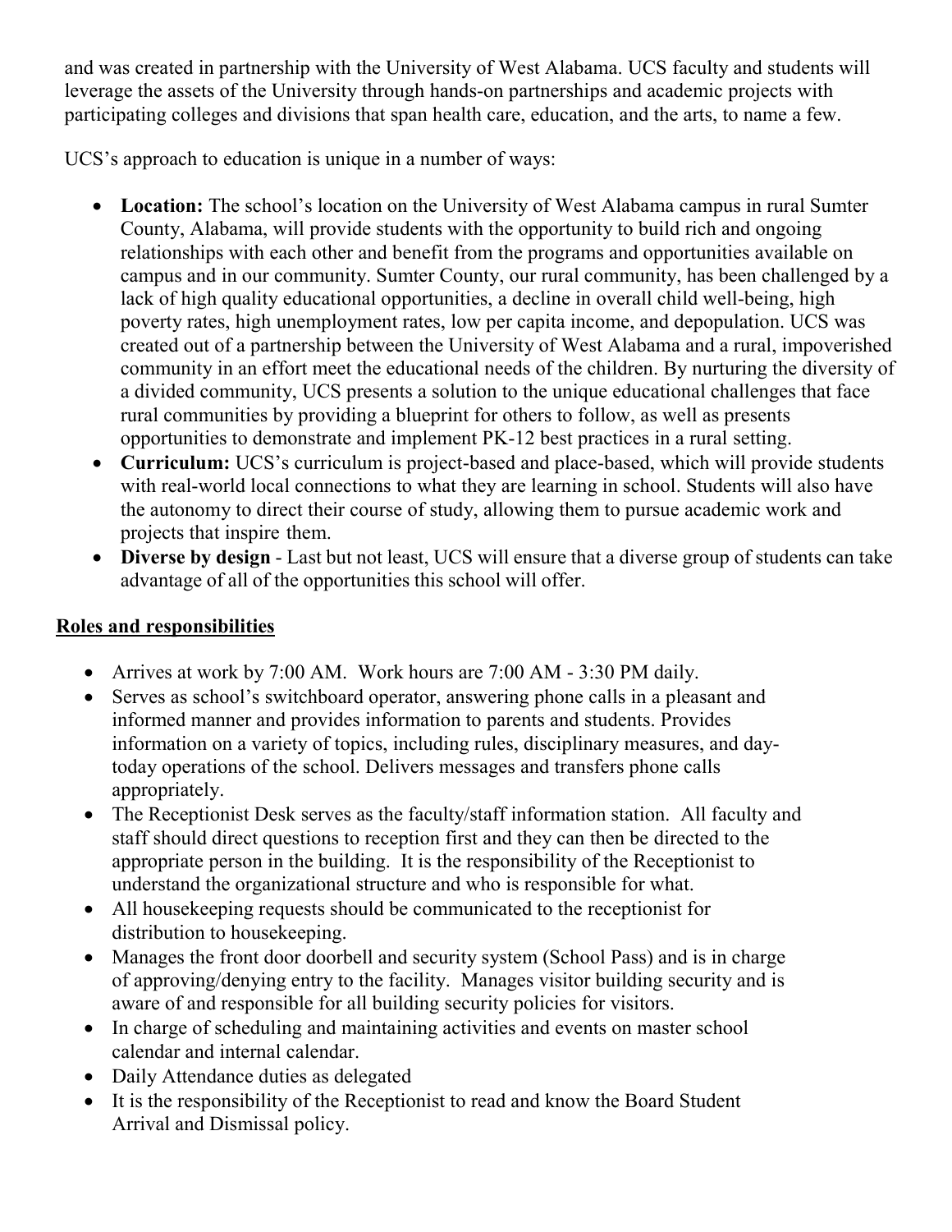and was created in partnership with the University of West Alabama. UCS faculty and students will leverage the assets of the University through hands-on partnerships and academic projects with participating colleges and divisions that span health care, education, and the arts, to name a few.

UCS's approach to education is unique in a number of ways:

- **Location:** The school's location on the University of West Alabama campus in rural Sumter County, Alabama, will provide students with the opportunity to build rich and ongoing relationships with each other and benefit from the programs and opportunities available on campus and in our community. Sumter County, our rural community, has been challenged by a lack of high quality educational opportunities, a decline in overall child well-being, high poverty rates, high unemployment rates, low per capita income, and depopulation. UCS was created out of a partnership between the University of West Alabama and a rural, impoverished community in an effort meet the educational needs of the children. By nurturing the diversity of a divided community, UCS presents a solution to the unique educational challenges that face rural communities by providing a blueprint for others to follow, as well as presents opportunities to demonstrate and implement PK-12 best practices in a rural setting.
- **Curriculum:** UCS's curriculum is project-based and place-based, which will provide students with real-world local connections to what they are learning in school. Students will also have the autonomy to direct their course of study, allowing them to pursue academic work and projects that inspire them.
- **Diverse by design** - Last but not least, UCS will ensure that a diverse group of students can take advantage of all of the opportunities this school will offer.

## Roles and responsibilities

- Arrives at work by 7:00 AM. Work hours are 7:00 AM - 3:30 PM daily.
- Serves as school's switchboard operator, answering phone calls in a pleasant and informed manner and provides information to parents and students. Provides information on a variety of topics, including rules, disciplinary measures, and day-today operations of the school. Delivers messages and transfers phone calls appropriately.
- The Receptionist Desk serves as the faculty/staff information station. All faculty and staff should direct questions to reception first and they can then be directed to the appropriate person in the building. It is the responsibility of the Receptionist to understand the organizational structure and who is responsible for what.
- All housekeeping requests should be communicated to the receptionist for distribution to housekeeping.
- Manages the front door doorbell and security system (School Pass) and is in charge of approving/denying entry to the facility. Manages visitor building security and is aware of and responsible for all building security policies for visitors.
- In charge of scheduling and maintaining activities and events on master school calendar and internal calendar.
- Daily Attendance duties as delegated
- It is the responsibility of the Receptionist to read and know the Board Student Arrival and Dismissal policy.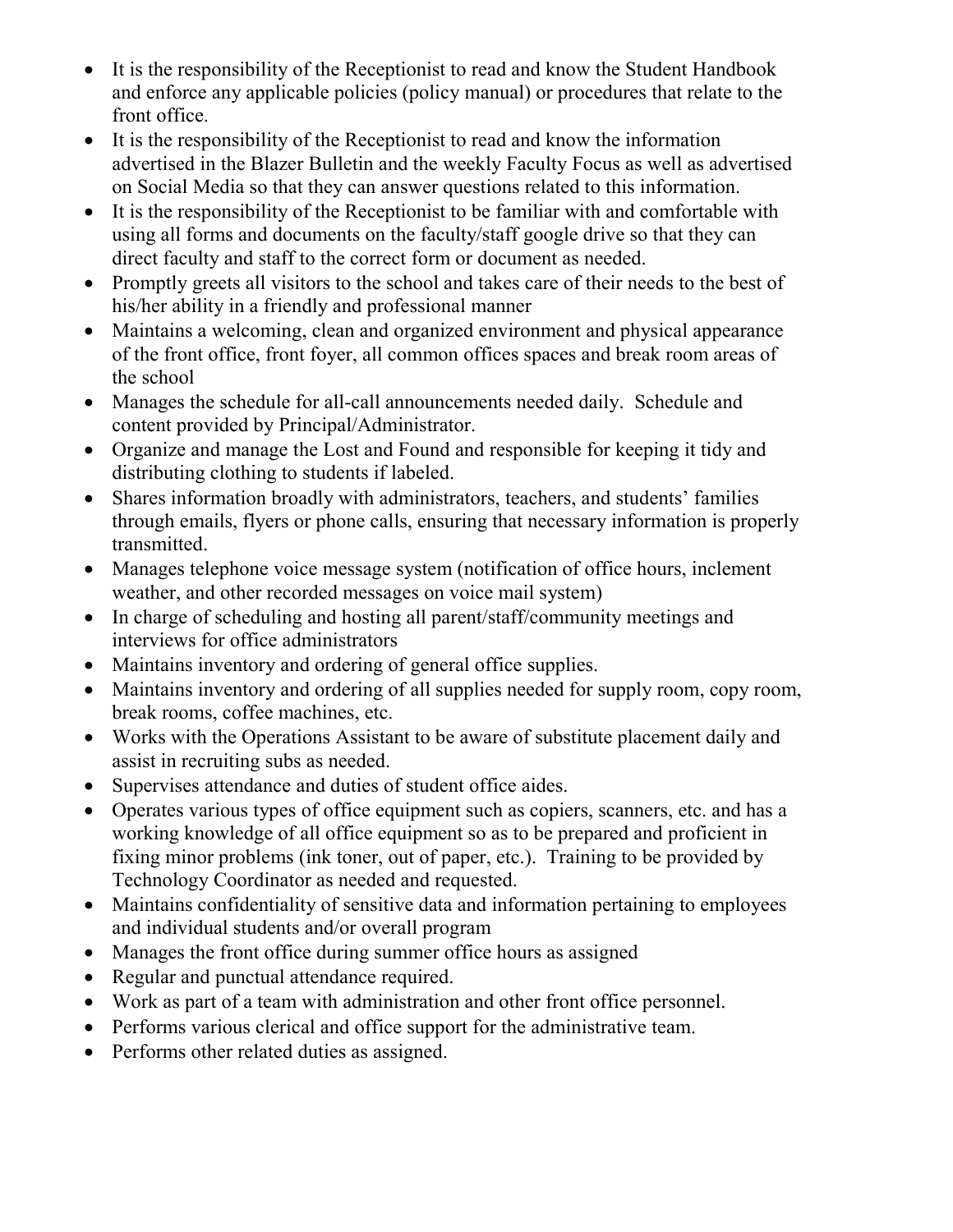- It is the responsibility of the Receptionist to read and know the Student Handbook and enforce any applicable policies (policy manual) or procedures that relate to the front office.
- It is the responsibility of the Receptionist to read and know the information advertised in the Blazer Bulletin and the weekly Faculty Focus as well as advertised on Social Media so that they can answer questions related to this information.
- It is the responsibility of the Receptionist to be familiar with and comfortable with using all forms and documents on the faculty/staff google drive so that they can direct faculty and staff to the correct form or document as needed.
- Promptly greets all visitors to the school and takes care of their needs to the best of his/her ability in a friendly and professional manner
- Maintains a welcoming, clean and organized environment and physical appearance of the front office, front foyer, all common offices spaces and break room areas of the school
- Manages the schedule for all-call announcements needed daily. Schedule and content provided by Principal/Administrator.
- Organize and manage the Lost and Found and responsible for keeping it tidy and distributing clothing to students if labeled.
- Shares information broadly with administrators, teachers, and students' families through emails, flyers or phone calls, ensuring that necessary information is properly transmitted.
- Manages telephone voice message system (notification of office hours, inclement weather, and other recorded messages on voice mail system)
- In charge of scheduling and hosting all parent/staff/community meetings and interviews for office administrators
- Maintains inventory and ordering of general office supplies.
- Maintains inventory and ordering of all supplies needed for supply room, copy room, break rooms, coffee machines, etc.
- Works with the Operations Assistant to be aware of substitute placement daily and assist in recruiting subs as needed.
- Supervises attendance and duties of student office aides.
- Operates various types of office equipment such as copiers, scanners, etc. and has a working knowledge of all office equipment so as to be prepared and proficient in fixing minor problems (ink toner, out of paper, etc.). Training to be provided by Technology Coordinator as needed and requested.
- Maintains confidentiality of sensitive data and information pertaining to employees and individual students and/or overall program
- Manages the front office during summer office hours as assigned
- Regular and punctual attendance required.
- Work as part of a team with administration and other front office personnel.
- Performs various clerical and office support for the administrative team.
- Performs other related duties as assigned.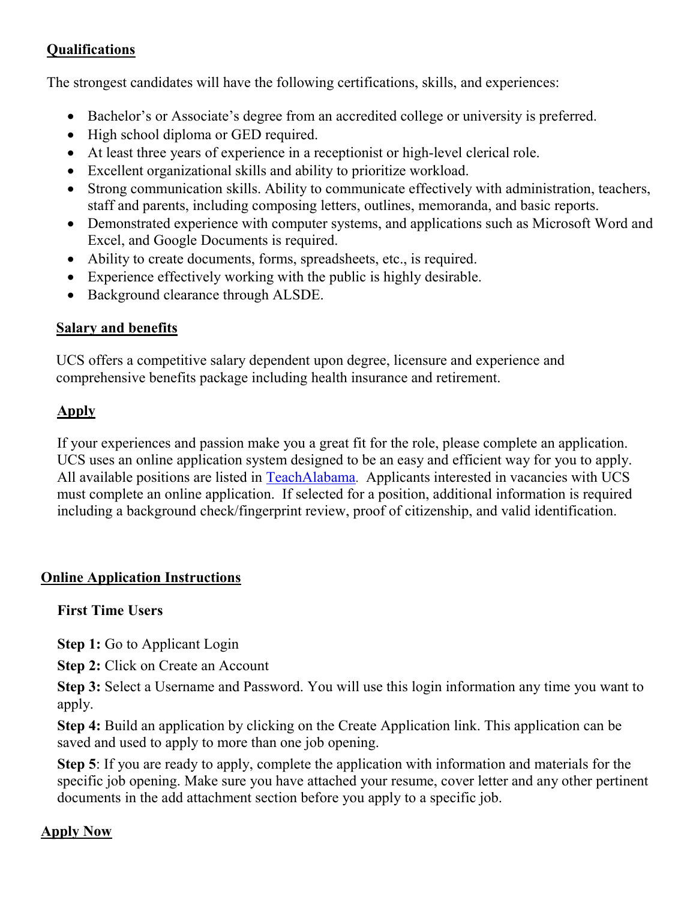## Qualifications

The strongest candidates will have the following certifications, skills, and experiences:

- Bachelor's or Associate's degree from an accredited college or university is preferred.
- High school diploma or GED required.
- At least three years of experience in a receptionist or high-level clerical role.
- Excellent organizational skills and ability to prioritize workload.
- Strong communication skills. Ability to communicate effectively with administration, teachers, staff and parents, including composing letters, outlines, memoranda, and basic reports.
- Demonstrated experience with computer systems, and applications such as Microsoft Word and Excel, and Google Documents is required.
- Ability to create documents, forms, spreadsheets, etc., is required.
- Experience effectively working with the public is highly desirable.
- Background clearance through ALSDE.

## Salary and benefits

UCS offers a competitive salary dependent upon degree, licensure and experience and comprehensive benefits package including health insurance and retirement.

## Apply

If your experiences and passion make you a great fit for the role, please complete an application. UCS uses an online application system designed to be an easy and efficient way for you to apply. All available positions are listed in TeachAlabama. Applicants interested in vacancies with UCS must complete an online application. If selected for a position, additional information is required including a background check/fingerprint review, proof of citizenship, and valid identification.

## Online Application Instructions

### First Time Users

**Step 1:** Go to Applicant Login

**Step 2:** Click on Create an Account

**Step 3:** Select a Username and Password. You will use this login information any time you want to apply.

**Step 4:** Build an application by clicking on the Create Application link. This application can be saved and used to apply to more than one job opening.

**Step 5**: If you are ready to apply, complete the application with information and materials for the specific job opening. Make sure you have attached your resume, cover letter and any other pertinent documents in the add attachment section before you apply to a specific job.

## Apply Now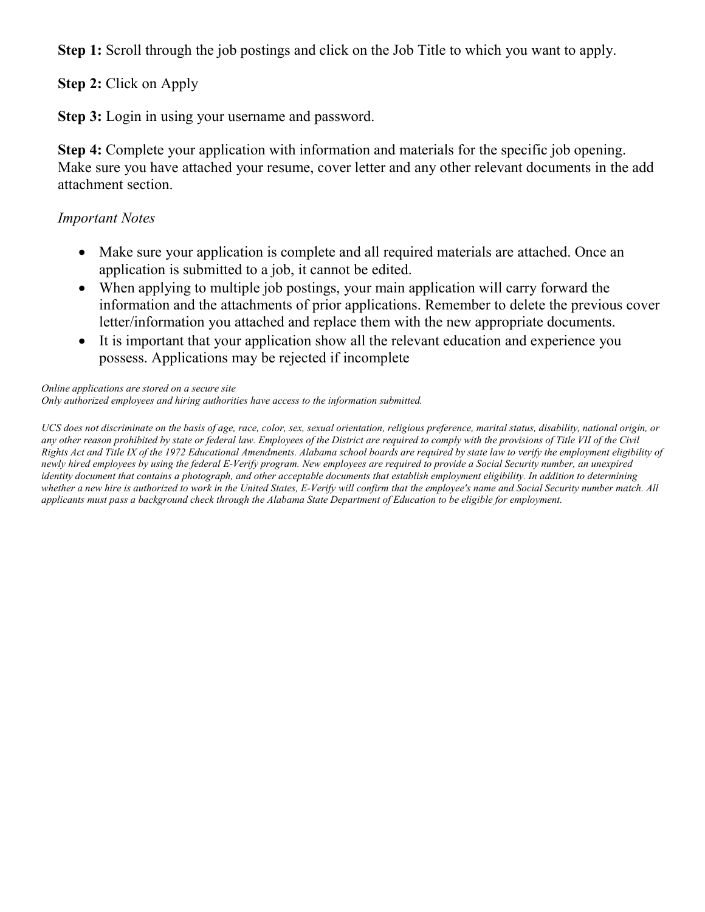**Step 1:** Scroll through the job postings and click on the Job Title to which you want to apply.

**Step 2:** Click on Apply

**Step 3:** Login in using your username and password.

**Step 4:** Complete your application with information and materials for the specific job opening. Make sure you have attached your resume, cover letter and any other relevant documents in the add attachment section.

*Important Notes*

- Make sure your application is complete and all required materials are attached. Once an application is submitted to a job, it cannot be edited.
- When applying to multiple job postings, your main application will carry forward the information and the attachments of prior applications. Remember to delete the previous cover letter/information you attached and replace them with the new appropriate documents.
- It is important that your application show all the relevant education and experience you possess. Applications may be rejected if incomplete

*Online applications are stored on a secure site*
*Only authorized employees and hiring authorities have access to the information submitted.*

*UCS does not discriminate on the basis of age, race, color, sex, sexual orientation, religious preference, marital status, disability, national origin, or any other reason prohibited by state or federal law. Employees of the District are required to comply with the provisions of Title VII of the Civil Rights Act and Title IX of the 1972 Educational Amendments. Alabama school boards are required by state law to verify the employment eligibility of newly hired employees by using the federal E-Verify program. New employees are required to provide a Social Security number, an unexpired identity document that contains a photograph, and other acceptable documents that establish employment eligibility. In addition to determining whether a new hire is authorized to work in the United States, E-Verify will confirm that the employee's name and Social Security number match. All applicants must pass a background check through the Alabama State Department of Education to be eligible for employment.*